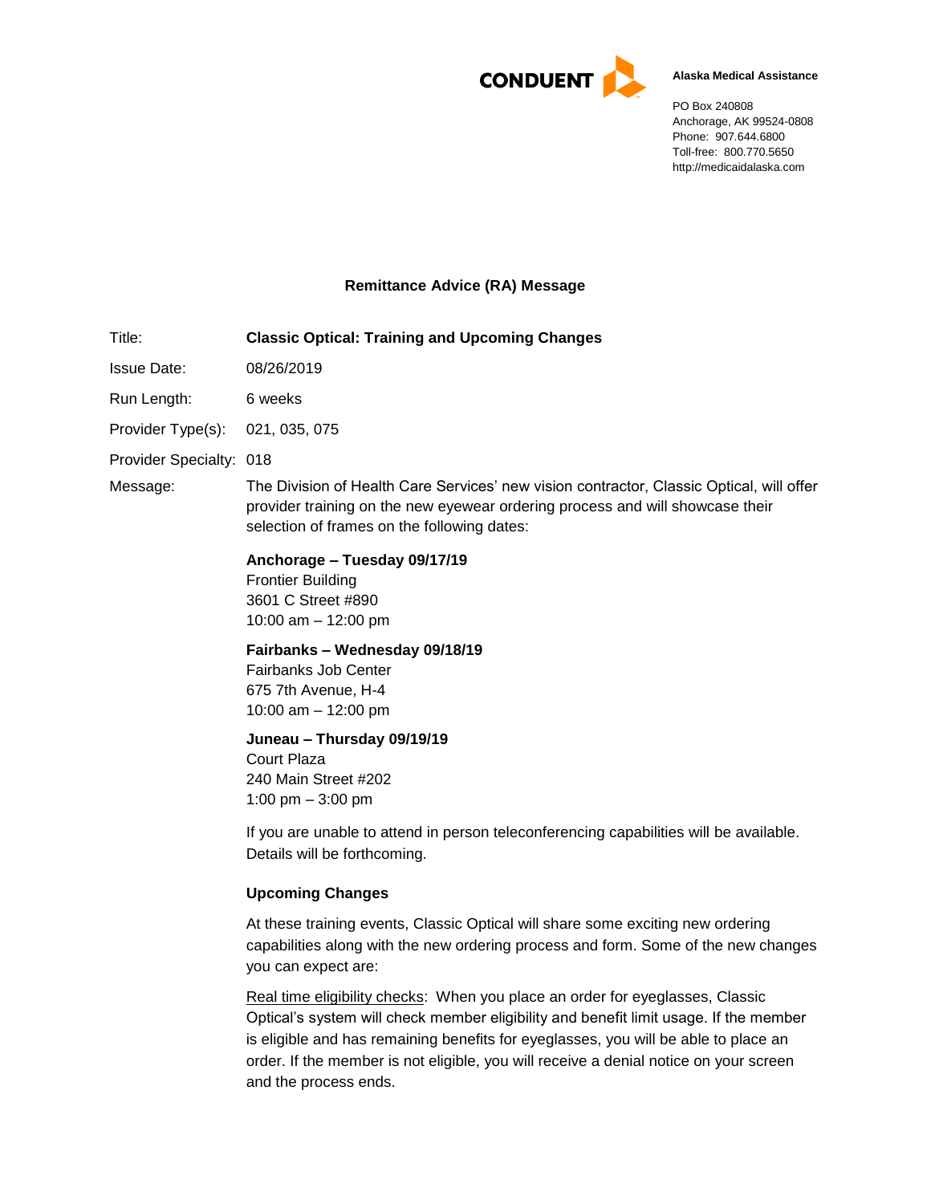CONDUENT

**Alaska Medical Assistance**

PO Box 240808
Anchorage, AK 99524-0808
Phone: 907.644.6800
Toll-free: 800.770.5650
http://medicaidalaska.com

## Remittance Advice (RA) Message

Title: **Classic Optical: Training and Upcoming Changes**

Issue Date: 08/26/2019

Run Length: 6 weeks

Provider Type(s): 021, 035, 075

Provider Specialty: 018

Message: The Division of Health Care Services' new vision contractor, Classic Optical, will offer provider training on the new eyewear ordering process and will showcase their selection of frames on the following dates:

**Anchorage – Tuesday 09/17/19**
Frontier Building
3601 C Street #890
10:00 am – 12:00 pm

**Fairbanks – Wednesday 09/18/19**
Fairbanks Job Center
675 7th Avenue, H-4
10:00 am – 12:00 pm

**Juneau – Thursday 09/19/19**
Court Plaza
240 Main Street #202
1:00 pm – 3:00 pm

If you are unable to attend in person teleconferencing capabilities will be available. Details will be forthcoming.

**Upcoming Changes**

At these training events, Classic Optical will share some exciting new ordering capabilities along with the new ordering process and form. Some of the new changes you can expect are:

Real time eligibility checks: When you place an order for eyeglasses, Classic Optical's system will check member eligibility and benefit limit usage. If the member is eligible and has remaining benefits for eyeglasses, you will be able to place an order. If the member is not eligible, you will receive a denial notice on your screen and the process ends.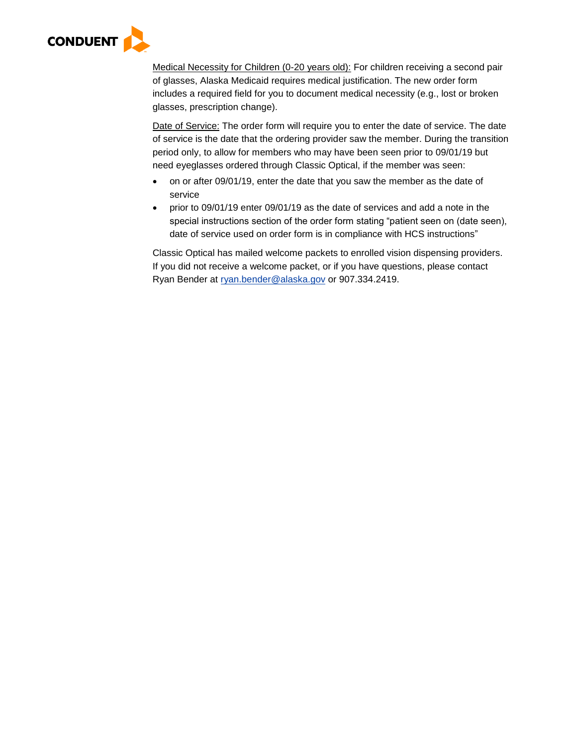Medical Necessity for Children (0-20 years old): For children receiving a second pair of glasses, Alaska Medicaid requires medical justification. The new order form includes a required field for you to document medical necessity (e.g., lost or broken glasses, prescription change).

Date of Service: The order form will require you to enter the date of service. The date of service is the date that the ordering provider saw the member. During the transition period only, to allow for members who may have been seen prior to 09/01/19 but need eyeglasses ordered through Classic Optical, if the member was seen:

- on or after 09/01/19, enter the date that you saw the member as the date of service
- prior to 09/01/19 enter 09/01/19 as the date of services and add a note in the special instructions section of the order form stating "patient seen on (date seen), date of service used on order form is in compliance with HCS instructions"

Classic Optical has mailed welcome packets to enrolled vision dispensing providers. If you did not receive a welcome packet, or if you have questions, please contact Ryan Bender at ryan.bender@alaska.gov or 907.334.2419.